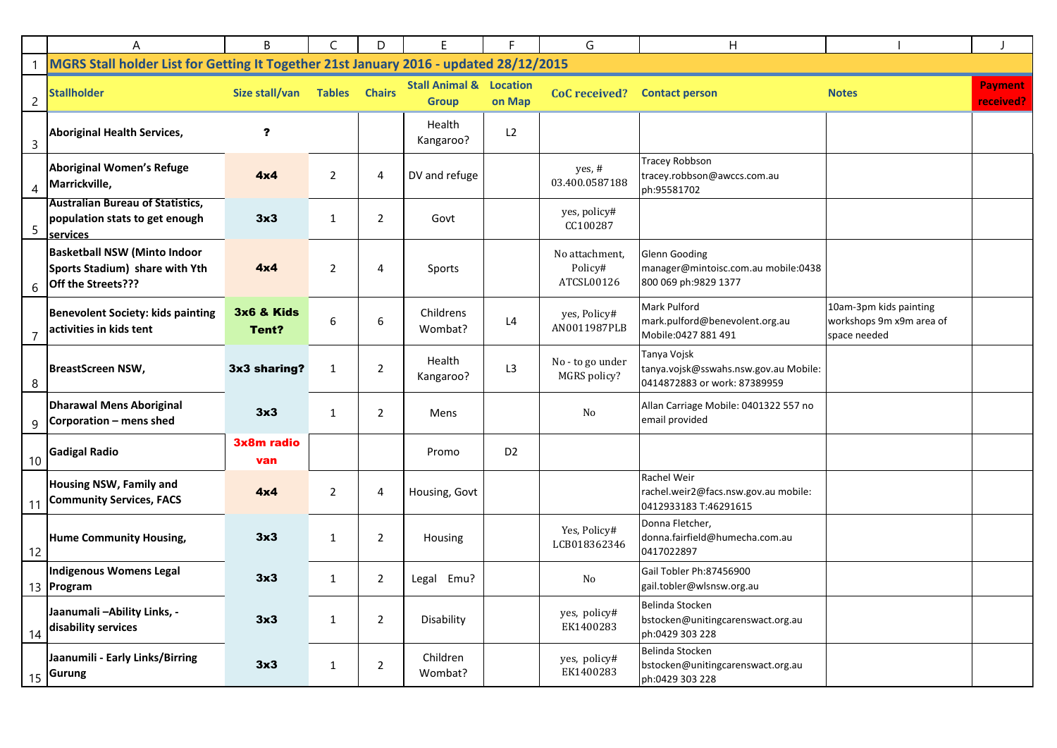# MGRS Stall holder List for Getting It Together 21st January 2016 - updated 28/12/2015

| Stallholder | Size stall/van | Tables | Chairs | Stall Animal & Group | Location on Map | CoC received? | Contact person | Notes | Payment received? |
|---|---|---|---|---|---|---|---|---|---|
| Aboriginal Health Services, | ? | | | Health Kangaroo? | L2 | | | | |
| Aboriginal Women's Refuge Marrickville, | 4x4 | 2 | 4 | DV and refuge | | yes, # 03.400.0587188 | Tracey Robbson tracey.robbson@awccs.com.au ph:95581702 | | |
| Australian Bureau of Statistics, population stats to get enough services | 3x3 | 1 | 2 | Govt | | yes, policy# CC100287 | | | |
| Basketball NSW (Minto Indoor Sports Stadium) share with Yth Off the Streets??? | 4x4 | 2 | 4 | Sports | | No attachment, Policy# ATCSL00126 | Glenn Gooding manager@mintoisc.com.au mobile:0438 800 069 ph:9829 1377 | | |
| Benevolent Society: kids painting activities in kids tent | 3x6 & Kids Tent? | 6 | 6 | Childrens Wombat? | L4 | yes, Policy# AN0011987PLB | Mark Pulford mark.pulford@benevolent.org.au Mobile:0427 881 491 | 10am-3pm kids painting workshops 9m x9m area of space needed | |
| BreastScreen NSW, | 3x3 sharing? | 1 | 2 | Health Kangaroo? | L3 | No - to go under MGRS policy? | Tanya Vojsk tanya.vojsk@sswahs.nsw.gov.au Mobile: 0414872883 or work: 87389959 | | |
| Dharawal Mens Aboriginal Corporation – mens shed | 3x3 | 1 | 2 | Mens | | No | Allan Carriage Mobile: 0401322 557 no email provided | | |
| Gadigal Radio | 3x8m radio van | | | Promo | D2 | | | | |
| Housing NSW, Family and Community Services, FACS | 4x4 | 2 | 4 | Housing, Govt | | | Rachel Weir rachel.weir2@facs.nsw.gov.au mobile: 0412933183 T:46291615 | | |
| Hume Community Housing, | 3x3 | 1 | 2 | Housing | | Yes, Policy# LCB018362346 | Donna Fletcher, donna.fairfield@humecha.com.au 0417022897 | | |
| Indigenous Womens Legal Program | 3x3 | 1 | 2 | Legal Emu? | | No | Gail Tobler Ph:87456900 gail.tobler@wlsnsw.org.au | | |
| Jaanumali –Ability Links, - disability services | 3x3 | 1 | 2 | Disability | | yes, policy# EK1400283 | Belinda Stocken bstocken@unitingcarenswact.org.au ph:0429 303 228 | | |
| Jaanumili - Early Links/Birring Gurung | 3x3 | 1 | 2 | Children Wombat? | | yes, policy# EK1400283 | Belinda Stocken bstocken@unitingcarenswact.org.au ph:0429 303 228 | | |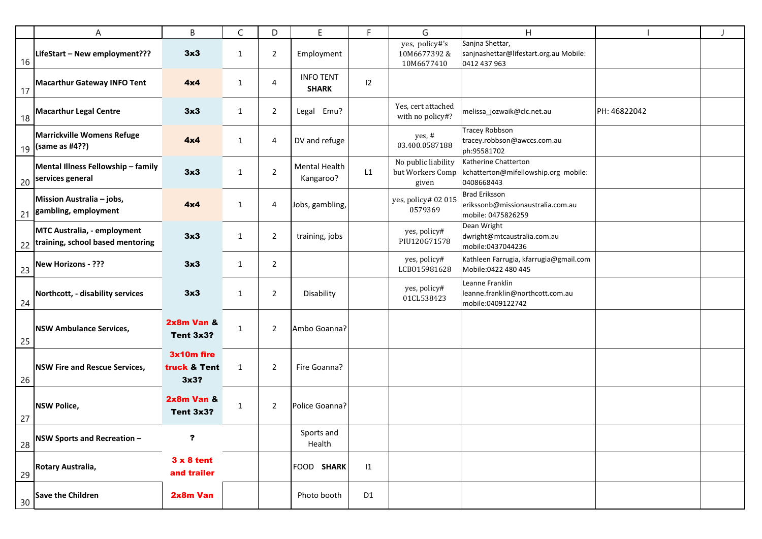| | A | B | C | D | E | F | G | H | I | J |
|---|---|---|---|---|---|---|---|---|---|---|
| 16 | **LifeStart – New employment???** | **3x3** | 1 | 2 | Employment | | yes, policy#'s 10M6677392 & 10M6677410 | Sanjna Shettar, sanjnashettar@lifestart.org.au Mobile: 0412 437 963 | | |
| 17 | **Macarthur Gateway INFO Tent** | **4x4** | 1 | 4 | INFO TENT **SHARK** | I2 | | | | |
| 18 | **Macarthur Legal Centre** | **3x3** | 1 | 2 | Legal Emu? | | Yes, cert attached with no policy#? | melissa_jozwaik@clc.net.au | PH: 46822042 | |
| 19 | **Marrickville Womens Refuge (same as #4??)** | **4x4** | 1 | 4 | DV and refuge | | yes, # 03.400.0587188 | Tracey Robbson tracey.robbson@awccs.com.au ph:95581702 | | |
| 20 | **Mental Illness Fellowship – family services general** | **3x3** | 1 | 2 | Mental Health Kangaroo? | L1 | No public liability but Workers Comp given | Katherine Chatterton kchatterton@mifellowship.org mobile: 0408668443 | | |
| 21 | **Mission Australia – jobs, gambling, employment** | **4x4** | 1 | 4 | Jobs, gambling, | | yes, policy# 02 015 0579369 | Brad Eriksson erikssonb@missionaustralia.com.au mobile: 0475826259 | | |
| 22 | **MTC Australia, - employment training, school based mentoring** | **3x3** | 1 | 2 | training, jobs | | yes, policy# PIU120G71578 | Dean Wright dwright@mtcaustralia.com.au mobile:0437044236 | | |
| 23 | **New Horizons - ???** | **3x3** | 1 | 2 | | | yes, policy# LCBO15981628 | Kathleen Farrugia, kfarrugia@gmail.com Mobile:0422 480 445 | | |
| 24 | **Northcott, - disability services** | **3x3** | 1 | 2 | Disability | | yes, policy# 01CL538423 | Leanne Franklin leanne.franklin@northcott.com.au mobile:0409122742 | | |
| 25 | **NSW Ambulance Services,** | **2x8m Van & Tent 3x3?** | 1 | 2 | Ambo Goanna? | | | | | |
| 26 | **NSW Fire and Rescue Services,** | **3x10m fire truck & Tent 3x3?** | 1 | 2 | Fire Goanna? | | | | | |
| 27 | **NSW Police,** | **2x8m Van & Tent 3x3?** | 1 | 2 | Police Goanna? | | | | | |
| 28 | **NSW Sports and Recreation –** | **?** | | | Sports and Health | | | | | |
| 29 | **Rotary Australia,** | **3 x 8 tent and trailer** | | | FOOD **SHARK** | I1 | | | | |
| 30 | **Save the Children** | **2x8m Van** | | | Photo booth | D1 | | | | |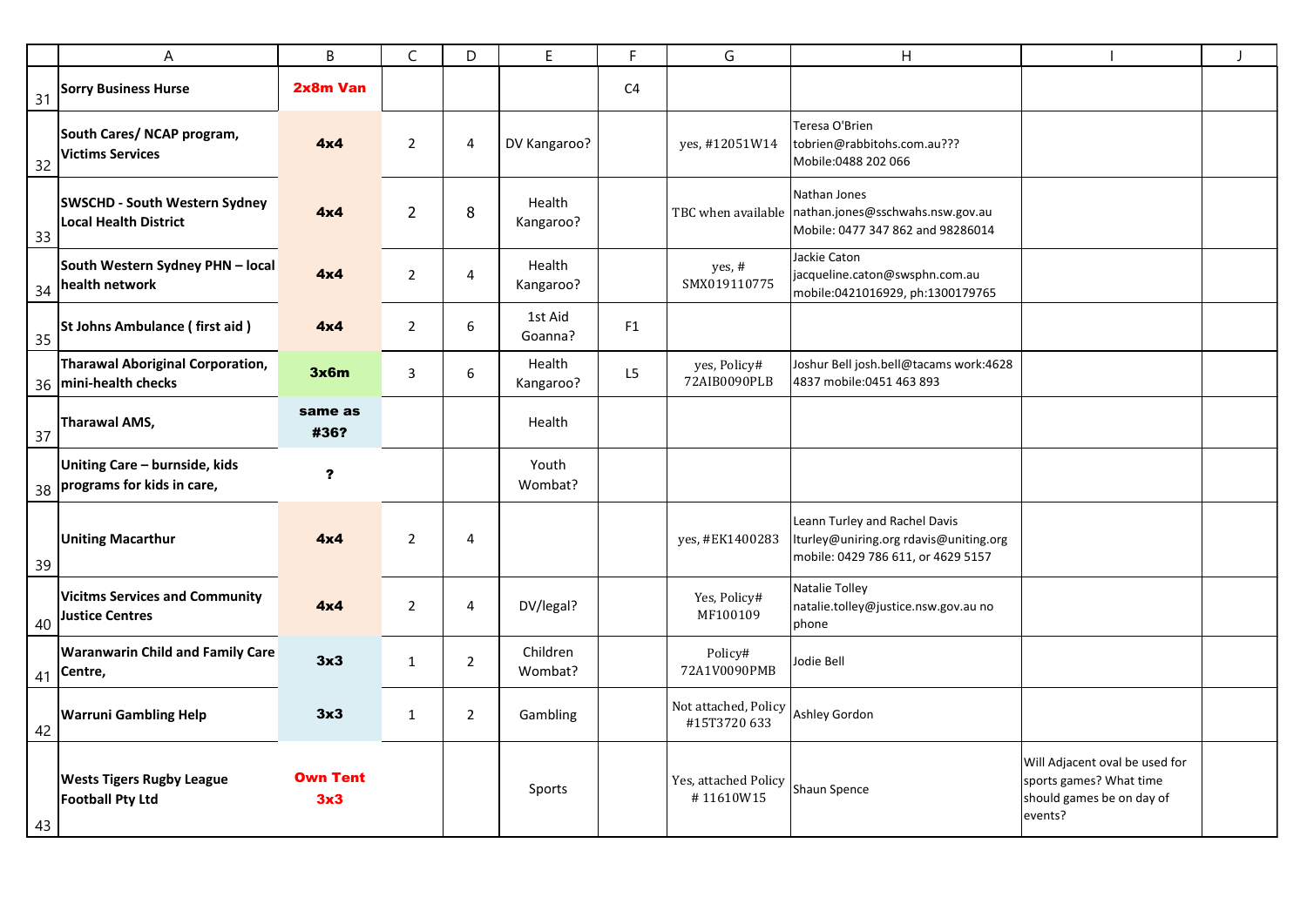| | A | B | C | D | E | F | G | H | I | J |
|---|---|---|---|---|---|---|---|---|---|---|
| 31 | **Sorry Business Hurse** | **2x8m Van** | | | | C4 | | | | |
| 32 | **South Cares/ NCAP program, Victims Services** | **4x4** | 2 | 4 | DV Kangaroo? | | yes, #12051W14 | Teresa O'Brien tobrien@rabbitohs.com.au??? Mobile:0488 202 066 | | |
| 33 | **SWSCHD - South Western Sydney Local Health District** | **4x4** | 2 | 8 | Health Kangaroo? | | TBC when available | Nathan Jones nathan.jones@sschwahs.nsw.gov.au Mobile: 0477 347 862 and 98286014 | | |
| 34 | **South Western Sydney PHN – local health network** | **4x4** | 2 | 4 | Health Kangaroo? | | yes, # SMX019110775 | Jackie Caton jacqueline.caton@swsphn.com.au mobile:0421016929, ph:1300179765 | | |
| 35 | **St Johns Ambulance ( first aid )** | **4x4** | 2 | 6 | 1st Aid Goanna? | F1 | | | | |
| 36 | **Tharawal Aboriginal Corporation, mini-health checks** | **3x6m** | 3 | 6 | Health Kangaroo? | L5 | yes, Policy# 72AIB0090PLB | Joshur Bell josh.bell@tacams work:4628 4837 mobile:0451 463 893 | | |
| 37 | **Tharawal AMS,** | **same as #36?** | | | Health | | | | | |
| 38 | **Uniting Care – burnside, kids programs for kids in care,** | **?** | | | Youth Wombat? | | | | | |
| 39 | **Uniting Macarthur** | **4x4** | 2 | 4 | | | yes, #EK1400283 | Leann Turley and Rachel Davis lturley@uniring.org rdavis@uniting.org mobile: 0429 786 611, or 4629 5157 | | |
| 40 | **Vicitms Services and Community Justice Centres** | **4x4** | 2 | 4 | DV/legal? | | Yes, Policy# MF100109 | Natalie Tolley natalie.tolley@justice.nsw.gov.au no phone | | |
| 41 | **Waranwarin Child and Family Care Centre,** | **3x3** | 1 | 2 | Children Wombat? | | Policy# 72A1V0090PMB | Jodie Bell | | |
| 42 | **Warruni Gambling Help** | **3x3** | 1 | 2 | Gambling | | Not attached, Policy #15T3720 633 | Ashley Gordon | | |
| 43 | **Wests Tigers Rugby League Football Pty Ltd** | **Own Tent 3x3** | | | Sports | | Yes, attached Policy # 11610W15 | Shaun Spence | Will Adjacent oval be used for sports games? What time should games be on day of events? | |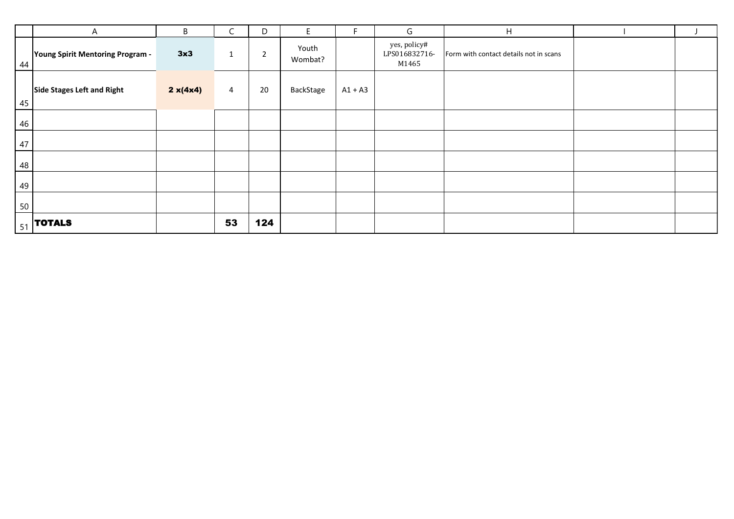| | A | B | C | D | E | F | G | H | I | J |
|---|---|---|---|---|---|---|---|---|---|---|
| 44 | **Young Spirit Mentoring Program -** | **3x3** | 1 | 2 | Youth Wombat? | | yes, policy# LPS016832716-M1465 | Form with contact details not in scans | | |
| 45 | **Side Stages Left and Right** | **2 x(4x4)** | 4 | 20 | BackStage | A1 + A3 | | | | |
| 46 | | | | | | | | | | |
| 47 | | | | | | | | | | |
| 48 | | | | | | | | | | |
| 49 | | | | | | | | | | |
| 50 | | | | | | | | | | |
| 51 | **TOTALS** | | **53** | **124** | | | | | | |